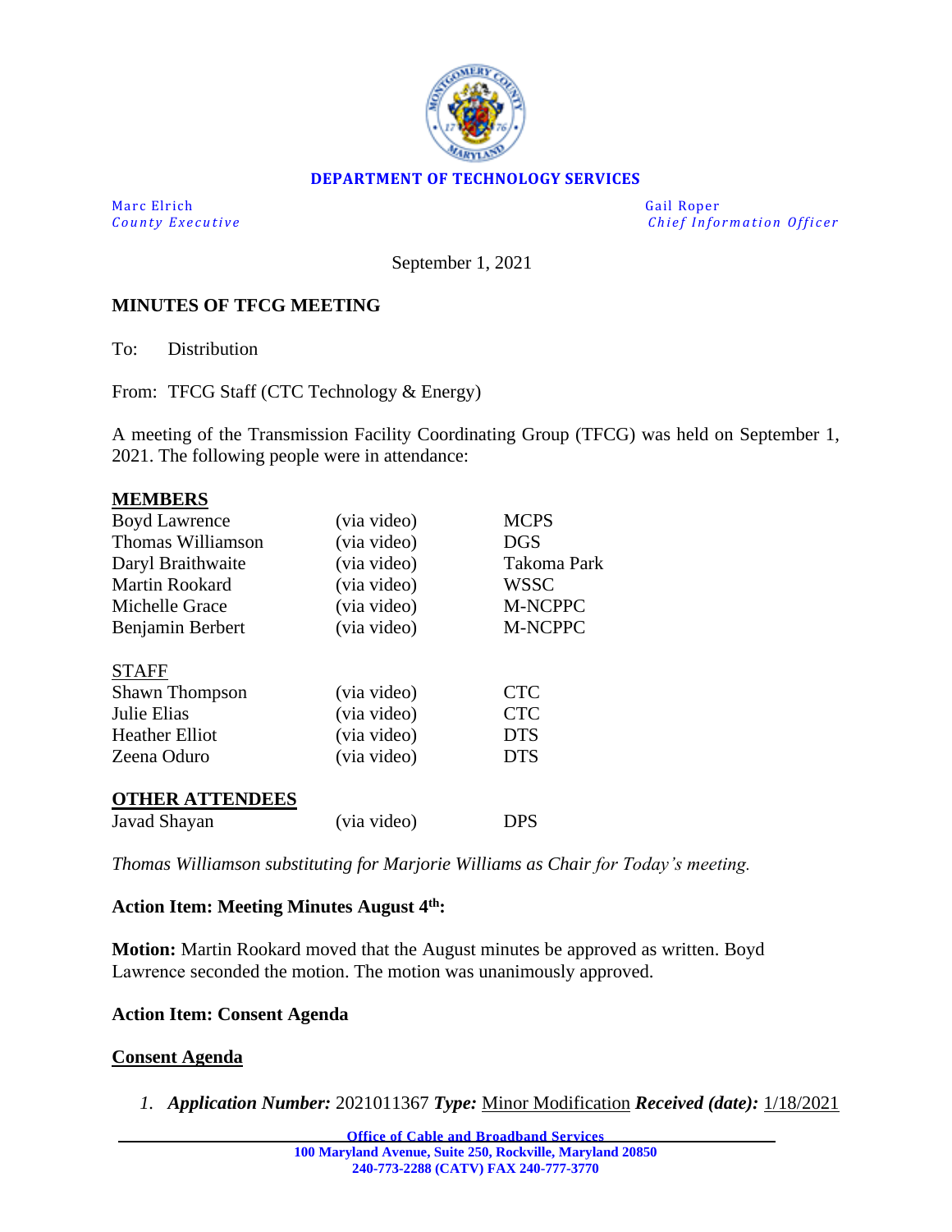**DEPARTMENT OF TECHNOLOGY SERVICES**

Marc Elrich
*County Executive*

Gail Roper
*Chief Information Officer*

September 1, 2021

## MINUTES OF TFCG MEETING

To: Distribution

From: TFCG Staff (CTC Technology & Energy)

A meeting of the Transmission Facility Coordinating Group (TFCG) was held on September 1, 2021. The following people were in attendance:

**MEMBERS**

| | | |
|---|---|---|
| Boyd Lawrence | (via video) | MCPS |
| Thomas Williamson | (via video) | DGS |
| Daryl Braithwaite | (via video) | Takoma Park |
| Martin Rookard | (via video) | WSSC |
| Michelle Grace | (via video) | M-NCPPC |
| Benjamin Berbert | (via video) | M-NCPPC |

STAFF

| | | |
|---|---|---|
| Shawn Thompson | (via video) | CTC |
| Julie Elias | (via video) | CTC |
| Heather Elliot | (via video) | DTS |
| Zeena Oduro | (via video) | DTS |

**OTHER ATTENDEES**

| | | |
|---|---|---|
| Javad Shayan | (via video) | DPS |

*Thomas Williamson substituting for Marjorie Williams as Chair for Today's meeting.*

**Action Item: Meeting Minutes August 4th:**

**Motion:** Martin Rookard moved that the August minutes be approved as written. Boyd Lawrence seconded the motion. The motion was unanimously approved.

**Action Item: Consent Agenda**

**Consent Agenda**

1. ***Application Number:*** 2021011367 ***Type:*** Minor Modification ***Received (date):*** 1/18/2021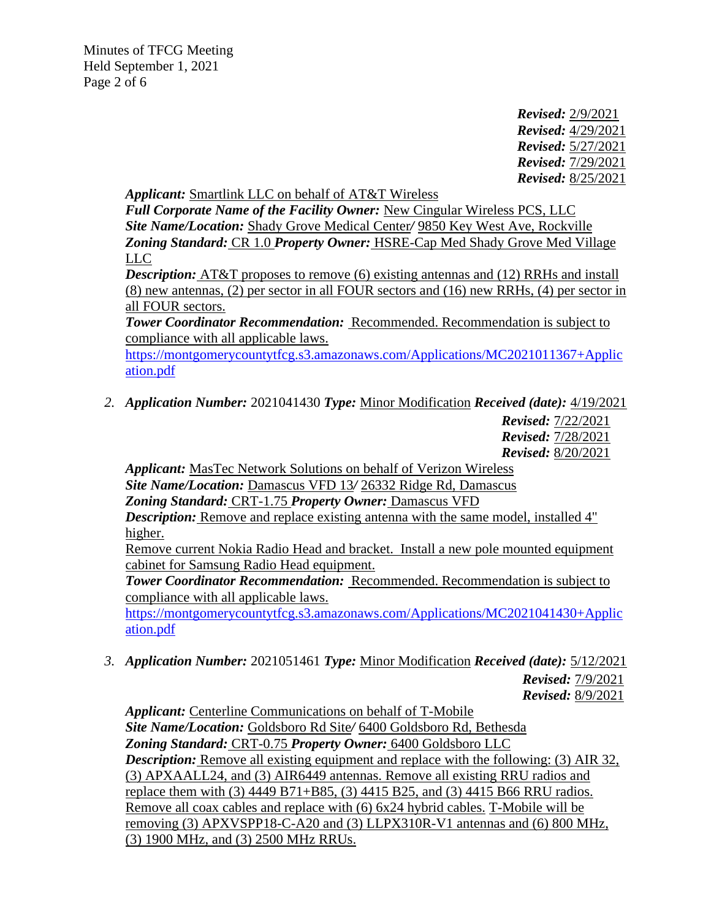*Revised:* 2/9/2021
*Revised:* 4/29/2021
*Revised:* 5/27/2021
*Revised:* 7/29/2021
*Revised:* 8/25/2021

***Applicant:*** Smartlink LLC on behalf of AT&T Wireless
***Full Corporate Name of the Facility Owner:*** New Cingular Wireless PCS, LLC
***Site Name/Location:*** Shady Grove Medical Center*/* 9850 Key West Ave, Rockville
***Zoning Standard:*** CR 1.0 ***Property Owner:*** HSRE-Cap Med Shady Grove Med Village LLC
***Description:*** AT&T proposes to remove (6) existing antennas and (12) RRHs and install (8) new antennas, (2) per sector in all FOUR sectors and (16) new RRHs, (4) per sector in all FOUR sectors.
***Tower Coordinator Recommendation:*** Recommended. Recommendation is subject to compliance with all applicable laws.
https://montgomerycountytfcg.s3.amazonaws.com/Applications/MC2021011367+Application.pdf

2. ***Application Number:*** 2021041430 ***Type:*** Minor Modification ***Received (date):*** 4/19/2021
*Revised:* 7/22/2021
*Revised:* 7/28/2021
*Revised:* 8/20/2021

***Applicant:*** MasTec Network Solutions on behalf of Verizon Wireless
***Site Name/Location:*** Damascus VFD 13*/* 26332 Ridge Rd, Damascus
***Zoning Standard:*** CRT-1.75 ***Property Owner:*** Damascus VFD
***Description:*** Remove and replace existing antenna with the same model, installed 4" higher.
Remove current Nokia Radio Head and bracket. Install a new pole mounted equipment cabinet for Samsung Radio Head equipment.
***Tower Coordinator Recommendation:*** Recommended. Recommendation is subject to compliance with all applicable laws.
https://montgomerycountytfcg.s3.amazonaws.com/Applications/MC2021041430+Application.pdf

3. ***Application Number:*** 2021051461 ***Type:*** Minor Modification ***Received (date):*** 5/12/2021
*Revised:* 7/9/2021
*Revised:* 8/9/2021

***Applicant:*** Centerline Communications on behalf of T-Mobile
***Site Name/Location:*** Goldsboro Rd Site*/* 6400 Goldsboro Rd, Bethesda
***Zoning Standard:*** CRT-0.75 ***Property Owner:*** 6400 Goldsboro LLC
***Description:*** Remove all existing equipment and replace with the following: (3) AIR 32, (3) APXAALL24, and (3) AIR6449 antennas. Remove all existing RRU radios and replace them with (3) 4449 B71+B85, (3) 4415 B25, and (3) 4415 B66 RRU radios. Remove all coax cables and replace with (6) 6x24 hybrid cables. T-Mobile will be removing (3) APXVSPP18-C-A20 and (3) LLPX310R-V1 antennas and (6) 800 MHz, (3) 1900 MHz, and (3) 2500 MHz RRUs.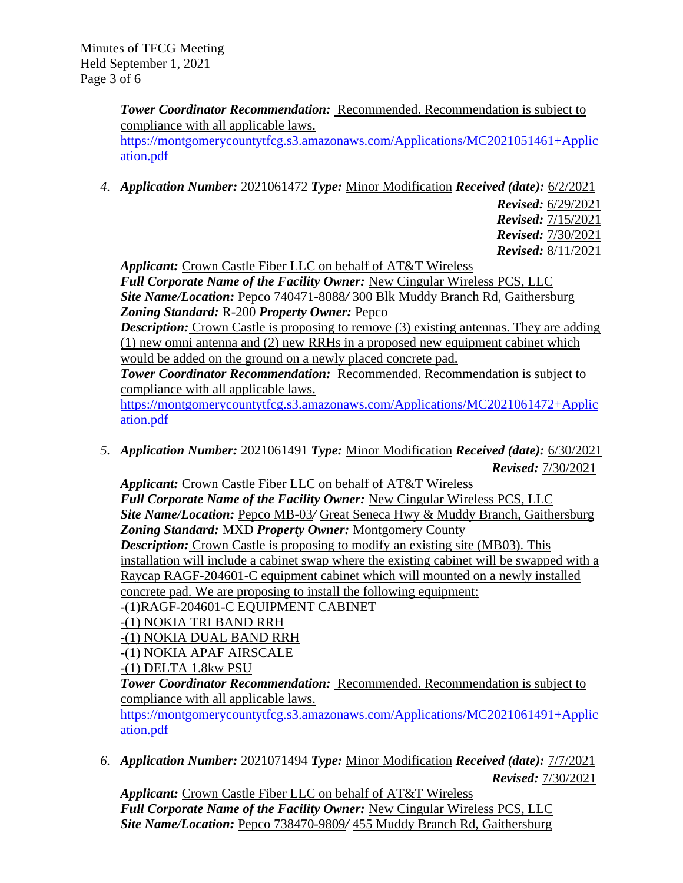***Tower Coordinator Recommendation:*** Recommended. Recommendation is subject to compliance with all applicable laws.
https://montgomerycountytfcg.s3.amazonaws.com/Applications/MC2021051461+Application.pdf

4. ***Application Number:*** 2021061472 ***Type:*** Minor Modification ***Received (date):*** 6/2/2021
   ***Revised:*** 6/29/2021
   ***Revised:*** 7/15/2021
   ***Revised:*** 7/30/2021
   ***Revised:*** 8/11/2021

   ***Applicant:*** Crown Castle Fiber LLC on behalf of AT&T Wireless
   ***Full Corporate Name of the Facility Owner:*** New Cingular Wireless PCS, LLC
   ***Site Name/Location:*** Pepco 740471-8088*/* 300 Blk Muddy Branch Rd, Gaithersburg
   ***Zoning Standard:*** R-200 ***Property Owner:*** Pepco
   ***Description:*** Crown Castle is proposing to remove (3) existing antennas. They are adding (1) new omni antenna and (2) new RRHs in a proposed new equipment cabinet which would be added on the ground on a newly placed concrete pad.
   ***Tower Coordinator Recommendation:*** Recommended. Recommendation is subject to compliance with all applicable laws.
   https://montgomerycountytfcg.s3.amazonaws.com/Applications/MC2021061472+Application.pdf

5. ***Application Number:*** 2021061491 ***Type:*** Minor Modification ***Received (date):*** 6/30/2021
   ***Revised:*** 7/30/2021

   ***Applicant:*** Crown Castle Fiber LLC on behalf of AT&T Wireless
   ***Full Corporate Name of the Facility Owner:*** New Cingular Wireless PCS, LLC
   ***Site Name/Location:*** Pepco MB-03*/* Great Seneca Hwy & Muddy Branch, Gaithersburg
   ***Zoning Standard:*** MXD ***Property Owner:*** Montgomery County
   ***Description:*** Crown Castle is proposing to modify an existing site (MB03). This installation will include a cabinet swap where the existing cabinet will be swapped with a Raycap RAGF-204601-C equipment cabinet which will mounted on a newly installed concrete pad. We are proposing to install the following equipment:
   -(1)RAGF-204601-C EQUIPMENT CABINET
   -(1) NOKIA TRI BAND RRH
   -(1) NOKIA DUAL BAND RRH
   -(1) NOKIA APAF AIRSCALE
   -(1) DELTA 1.8kw PSU
   ***Tower Coordinator Recommendation:*** Recommended. Recommendation is subject to compliance with all applicable laws.
   https://montgomerycountytfcg.s3.amazonaws.com/Applications/MC2021061491+Application.pdf

6. ***Application Number:*** 2021071494 ***Type:*** Minor Modification ***Received (date):*** 7/7/2021
   ***Revised:*** 7/30/2021

   ***Applicant:*** Crown Castle Fiber LLC on behalf of AT&T Wireless
   ***Full Corporate Name of the Facility Owner:*** New Cingular Wireless PCS, LLC
   ***Site Name/Location:*** Pepco 738470-9809*/* 455 Muddy Branch Rd, Gaithersburg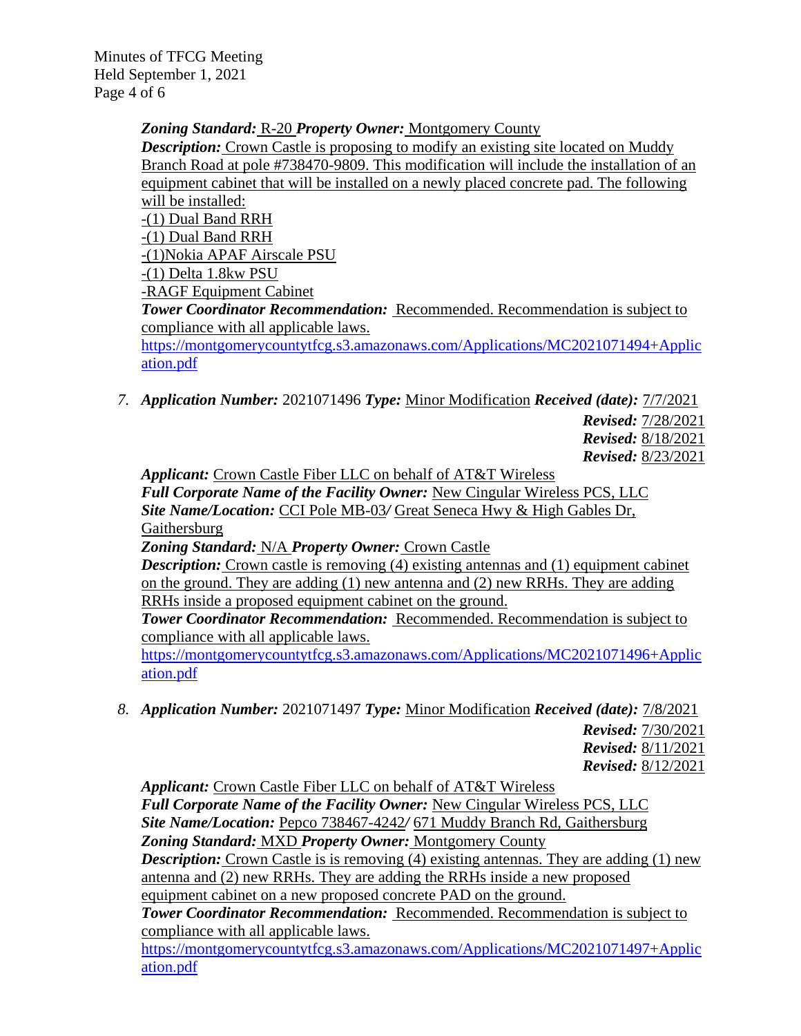***Zoning Standard:*** R-20 ***Property Owner:*** Montgomery County
***Description:*** Crown Castle is proposing to modify an existing site located on Muddy Branch Road at pole #738470-9809. This modification will include the installation of an equipment cabinet that will be installed on a newly placed concrete pad. The following will be installed:
-(1) Dual Band RRH
-(1) Dual Band RRH
-(1)Nokia APAF Airscale PSU
-(1) Delta 1.8kw PSU
-RAGF Equipment Cabinet
***Tower Coordinator Recommendation:*** Recommended. Recommendation is subject to compliance with all applicable laws.
https://montgomerycountytfcg.s3.amazonaws.com/Applications/MC2021071494+Application.pdf

7. ***Application Number:*** 2021071496 ***Type:*** Minor Modification ***Received (date):*** 7/7/2021
***Revised:*** 7/28/2021
***Revised:*** 8/18/2021
***Revised:*** 8/23/2021
***Applicant:*** Crown Castle Fiber LLC on behalf of AT&T Wireless
***Full Corporate Name of the Facility Owner:*** New Cingular Wireless PCS, LLC
***Site Name/Location:*** CCI Pole MB-03*/* Great Seneca Hwy & High Gables Dr, Gaithersburg
***Zoning Standard:*** N/A ***Property Owner:*** Crown Castle
***Description:*** Crown castle is removing (4) existing antennas and (1) equipment cabinet on the ground. They are adding (1) new antenna and (2) new RRHs. They are adding RRHs inside a proposed equipment cabinet on the ground.
***Tower Coordinator Recommendation:*** Recommended. Recommendation is subject to compliance with all applicable laws.
https://montgomerycountytfcg.s3.amazonaws.com/Applications/MC2021071496+Application.pdf

8. ***Application Number:*** 2021071497 ***Type:*** Minor Modification ***Received (date):*** 7/8/2021
***Revised:*** 7/30/2021
***Revised:*** 8/11/2021
***Revised:*** 8/12/2021
***Applicant:*** Crown Castle Fiber LLC on behalf of AT&T Wireless
***Full Corporate Name of the Facility Owner:*** New Cingular Wireless PCS, LLC
***Site Name/Location:*** Pepco 738467-4242*/* 671 Muddy Branch Rd, Gaithersburg
***Zoning Standard:*** MXD ***Property Owner:*** Montgomery County
***Description:*** Crown Castle is is removing (4) existing antennas. They are adding (1) new antenna and (2) new RRHs. They are adding the RRHs inside a new proposed equipment cabinet on a new proposed concrete PAD on the ground.
***Tower Coordinator Recommendation:*** Recommended. Recommendation is subject to compliance with all applicable laws.
https://montgomerycountytfcg.s3.amazonaws.com/Applications/MC2021071497+Application.pdf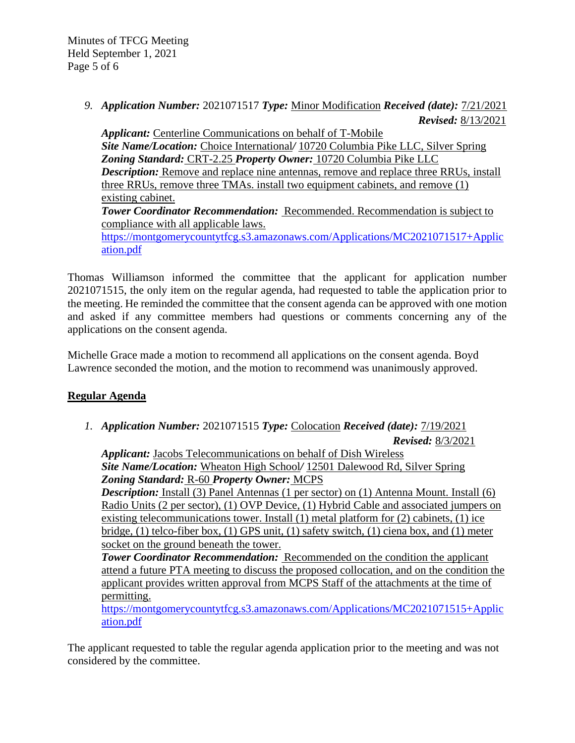9. ***Application Number:*** 2021071517 ***Type:*** Minor Modification ***Received (date):*** 7/21/2021 ***Revised:*** 8/13/2021
   ***Applicant:*** Centerline Communications on behalf of T-Mobile
   ***Site Name/Location:*** Choice International/ 10720 Columbia Pike LLC, Silver Spring
   ***Zoning Standard:*** CRT-2.25 ***Property Owner:*** 10720 Columbia Pike LLC
   ***Description:*** Remove and replace nine antennas, remove and replace three RRUs, install three RRUs, remove three TMAs. install two equipment cabinets, and remove (1) existing cabinet.
   ***Tower Coordinator Recommendation:*** Recommended. Recommendation is subject to compliance with all applicable laws.
   https://montgomerycountytfcg.s3.amazonaws.com/Applications/MC2021071517+Application.pdf

Thomas Williamson informed the committee that the applicant for application number 2021071515, the only item on the regular agenda, had requested to table the application prior to the meeting. He reminded the committee that the consent agenda can be approved with one motion and asked if any committee members had questions or comments concerning any of the applications on the consent agenda.

Michelle Grace made a motion to recommend all applications on the consent agenda. Boyd Lawrence seconded the motion, and the motion to recommend was unanimously approved.

## Regular Agenda

1. ***Application Number:*** 2021071515 ***Type:*** Colocation ***Received (date):*** 7/19/2021 ***Revised:*** 8/3/2021
   ***Applicant:*** Jacobs Telecommunications on behalf of Dish Wireless
   ***Site Name/Location:*** Wheaton High School/ 12501 Dalewood Rd, Silver Spring
   ***Zoning Standard:*** R-60 ***Property Owner:*** MCPS
   ***Description:*** Install (3) Panel Antennas (1 per sector) on (1) Antenna Mount. Install (6) Radio Units (2 per sector), (1) OVP Device, (1) Hybrid Cable and associated jumpers on existing telecommunications tower. Install (1) metal platform for (2) cabinets, (1) ice bridge, (1) telco-fiber box, (1) GPS unit, (1) safety switch, (1) ciena box, and (1) meter socket on the ground beneath the tower.
   ***Tower Coordinator Recommendation:*** Recommended on the condition the applicant attend a future PTA meeting to discuss the proposed collocation, and on the condition the applicant provides written approval from MCPS Staff of the attachments at the time of permitting.
   https://montgomerycountytfcg.s3.amazonaws.com/Applications/MC2021071515+Application.pdf

The applicant requested to table the regular agenda application prior to the meeting and was not considered by the committee.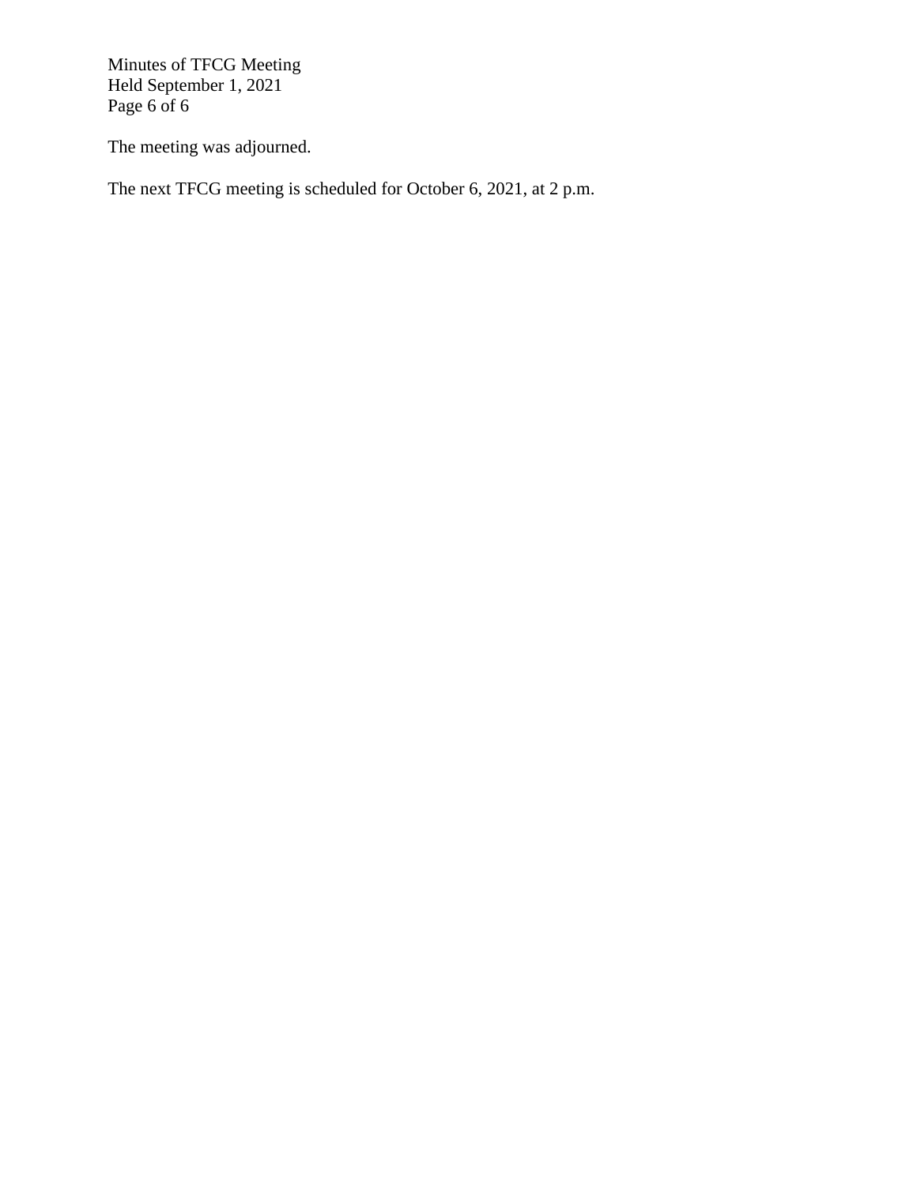The meeting was adjourned.

The next TFCG meeting is scheduled for October 6, 2021, at 2 p.m.